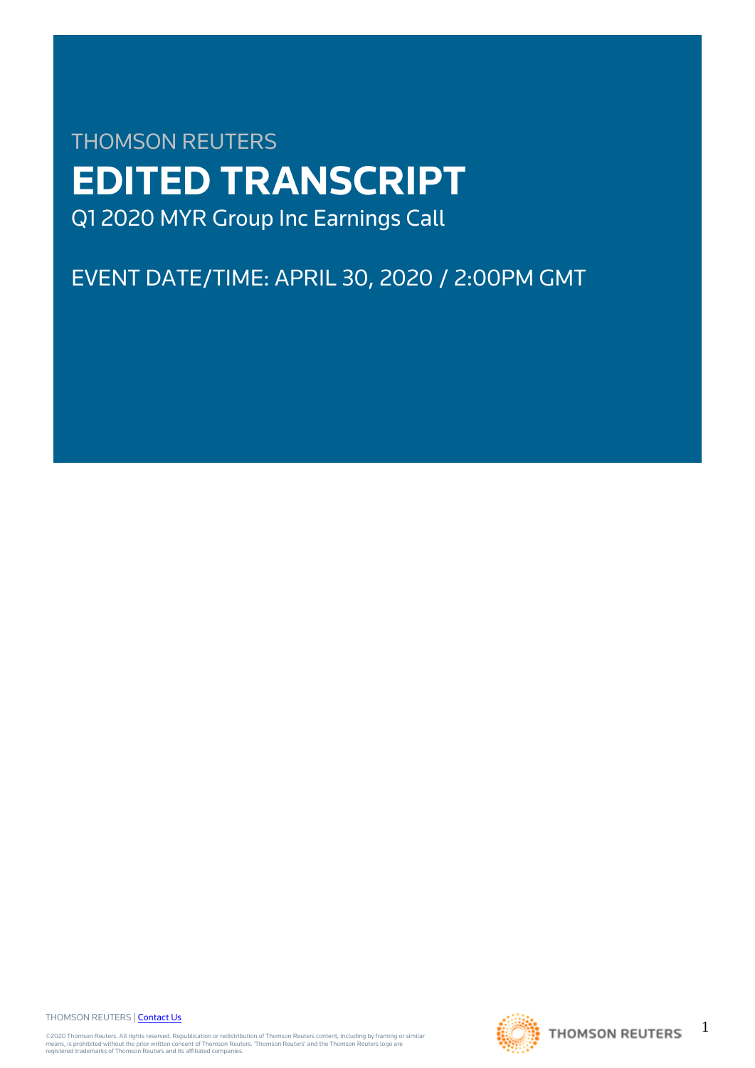THOMSON REUTERS

# EDITED TRANSCRIPT

Q1 2020 MYR Group Inc Earnings Call

EVENT DATE/TIME: APRIL 30, 2020 / 2:00PM GMT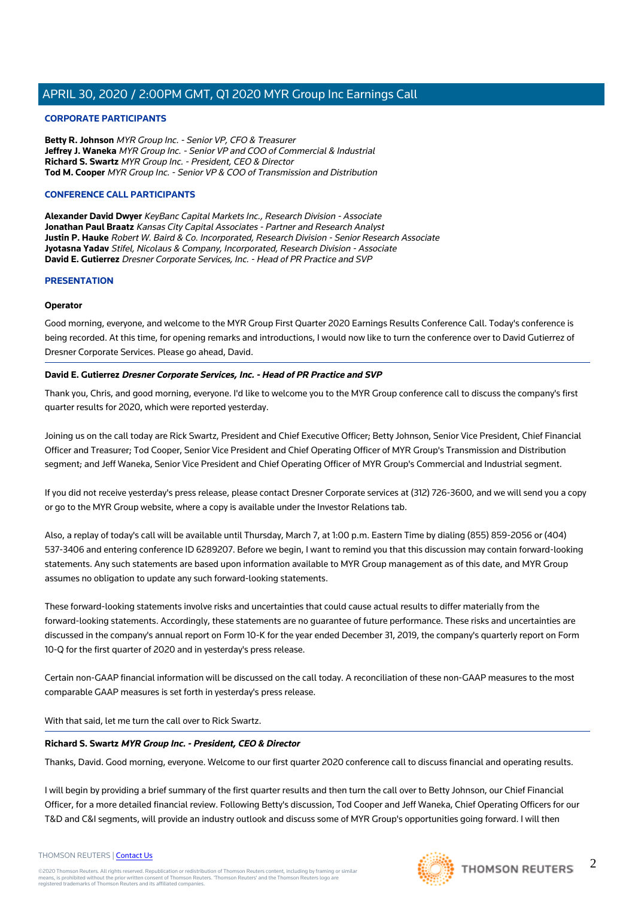## CORPORATE PARTICIPANTS

**Betty R. Johnson** *MYR Group Inc. - Senior VP, CFO & Treasurer*
**Jeffrey J. Waneka** *MYR Group Inc. - Senior VP and COO of Commercial & Industrial*
**Richard S. Swartz** *MYR Group Inc. - President, CEO & Director*
**Tod M. Cooper** *MYR Group Inc. - Senior VP & COO of Transmission and Distribution*

## CONFERENCE CALL PARTICIPANTS

**Alexander David Dwyer** *KeyBanc Capital Markets Inc., Research Division - Associate*
**Jonathan Paul Braatz** *Kansas City Capital Associates - Partner and Research Analyst*
**Justin P. Hauke** *Robert W. Baird & Co. Incorporated, Research Division - Senior Research Associate*
**Jyotasna Yadav** *Stifel, Nicolaus & Company, Incorporated, Research Division - Associate*
**David E. Gutierrez** *Dresner Corporate Services, Inc. - Head of PR Practice and SVP*

## PRESENTATION

**Operator**

Good morning, everyone, and welcome to the MYR Group First Quarter 2020 Earnings Results Conference Call. Today's conference is being recorded. At this time, for opening remarks and introductions, I would now like to turn the conference over to David Gutierrez of Dresner Corporate Services. Please go ahead, David.

---

**David E. Gutierrez** ***Dresner Corporate Services, Inc. - Head of PR Practice and SVP***

Thank you, Chris, and good morning, everyone. I'd like to welcome you to the MYR Group conference call to discuss the company's first quarter results for 2020, which were reported yesterday.

Joining us on the call today are Rick Swartz, President and Chief Executive Officer; Betty Johnson, Senior Vice President, Chief Financial Officer and Treasurer; Tod Cooper, Senior Vice President and Chief Operating Officer of MYR Group's Transmission and Distribution segment; and Jeff Waneka, Senior Vice President and Chief Operating Officer of MYR Group's Commercial and Industrial segment.

If you did not receive yesterday's press release, please contact Dresner Corporate services at (312) 726-3600, and we will send you a copy or go to the MYR Group website, where a copy is available under the Investor Relations tab.

Also, a replay of today's call will be available until Thursday, March 7, at 1:00 p.m. Eastern Time by dialing (855) 859-2056 or (404) 537-3406 and entering conference ID 6289207. Before we begin, I want to remind you that this discussion may contain forward-looking statements. Any such statements are based upon information available to MYR Group management as of this date, and MYR Group assumes no obligation to update any such forward-looking statements.

These forward-looking statements involve risks and uncertainties that could cause actual results to differ materially from the forward-looking statements. Accordingly, these statements are no guarantee of future performance. These risks and uncertainties are discussed in the company's annual report on Form 10-K for the year ended December 31, 2019, the company's quarterly report on Form 10-Q for the first quarter of 2020 and in yesterday's press release.

Certain non-GAAP financial information will be discussed on the call today. A reconciliation of these non-GAAP measures to the most comparable GAAP measures is set forth in yesterday's press release.

With that said, let me turn the call over to Rick Swartz.

---

**Richard S. Swartz** ***MYR Group Inc. - President, CEO & Director***

Thanks, David. Good morning, everyone. Welcome to our first quarter 2020 conference call to discuss financial and operating results.

I will begin by providing a brief summary of the first quarter results and then turn the call over to Betty Johnson, our Chief Financial Officer, for a more detailed financial review. Following Betty's discussion, Tod Cooper and Jeff Waneka, Chief Operating Officers for our T&D and C&I segments, will provide an industry outlook and discuss some of MYR Group's opportunities going forward. I will then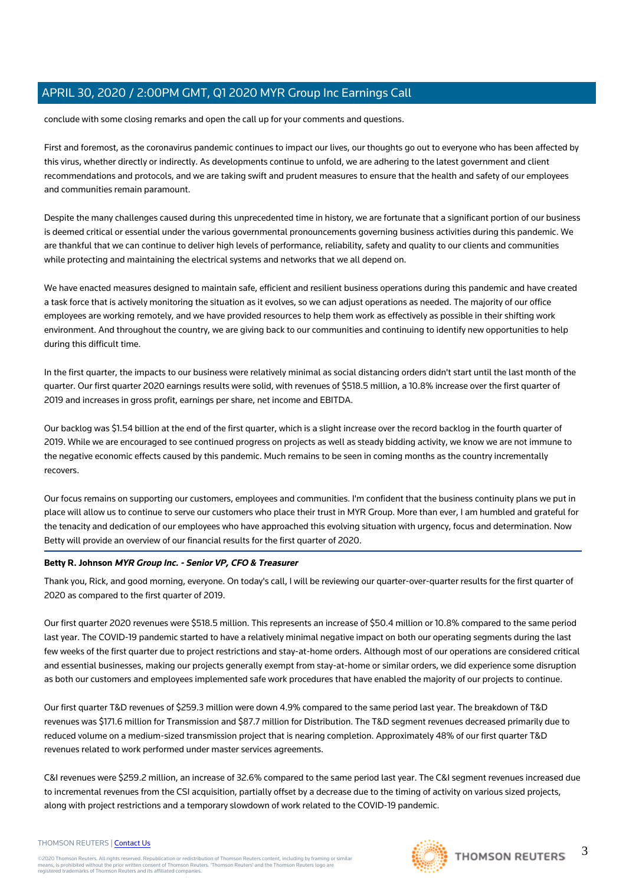conclude with some closing remarks and open the call up for your comments and questions.

First and foremost, as the coronavirus pandemic continues to impact our lives, our thoughts go out to everyone who has been affected by this virus, whether directly or indirectly. As developments continue to unfold, we are adhering to the latest government and client recommendations and protocols, and we are taking swift and prudent measures to ensure that the health and safety of our employees and communities remain paramount.

Despite the many challenges caused during this unprecedented time in history, we are fortunate that a significant portion of our business is deemed critical or essential under the various governmental pronouncements governing business activities during this pandemic. We are thankful that we can continue to deliver high levels of performance, reliability, safety and quality to our clients and communities while protecting and maintaining the electrical systems and networks that we all depend on.

We have enacted measures designed to maintain safe, efficient and resilient business operations during this pandemic and have created a task force that is actively monitoring the situation as it evolves, so we can adjust operations as needed. The majority of our office employees are working remotely, and we have provided resources to help them work as effectively as possible in their shifting work environment. And throughout the country, we are giving back to our communities and continuing to identify new opportunities to help during this difficult time.

In the first quarter, the impacts to our business were relatively minimal as social distancing orders didn't start until the last month of the quarter. Our first quarter 2020 earnings results were solid, with revenues of $518.5 million, a 10.8% increase over the first quarter of 2019 and increases in gross profit, earnings per share, net income and EBITDA.

Our backlog was $1.54 billion at the end of the first quarter, which is a slight increase over the record backlog in the fourth quarter of 2019. While we are encouraged to see continued progress on projects as well as steady bidding activity, we know we are not immune to the negative economic effects caused by this pandemic. Much remains to be seen in coming months as the country incrementally recovers.

Our focus remains on supporting our customers, employees and communities. I'm confident that the business continuity plans we put in place will allow us to continue to serve our customers who place their trust in MYR Group. More than ever, I am humbled and grateful for the tenacity and dedication of our employees who have approached this evolving situation with urgency, focus and determination. Now Betty will provide an overview of our financial results for the first quarter of 2020.

**Betty R. Johnson** ***MYR Group Inc. - Senior VP, CFO & Treasurer***

Thank you, Rick, and good morning, everyone. On today's call, I will be reviewing our quarter-over-quarter results for the first quarter of 2020 as compared to the first quarter of 2019.

Our first quarter 2020 revenues were $518.5 million. This represents an increase of $50.4 million or 10.8% compared to the same period last year. The COVID-19 pandemic started to have a relatively minimal negative impact on both our operating segments during the last few weeks of the first quarter due to project restrictions and stay-at-home orders. Although most of our operations are considered critical and essential businesses, making our projects generally exempt from stay-at-home or similar orders, we did experience some disruption as both our customers and employees implemented safe work procedures that have enabled the majority of our projects to continue.

Our first quarter T&D revenues of $259.3 million were down 4.9% compared to the same period last year. The breakdown of T&D revenues was $171.6 million for Transmission and $87.7 million for Distribution. The T&D segment revenues decreased primarily due to reduced volume on a medium-sized transmission project that is nearing completion. Approximately 48% of our first quarter T&D revenues related to work performed under master services agreements.

C&I revenues were $259.2 million, an increase of 32.6% compared to the same period last year. The C&I segment revenues increased due to incremental revenues from the CSI acquisition, partially offset by a decrease due to the timing of activity on various sized projects, along with project restrictions and a temporary slowdown of work related to the COVID-19 pandemic.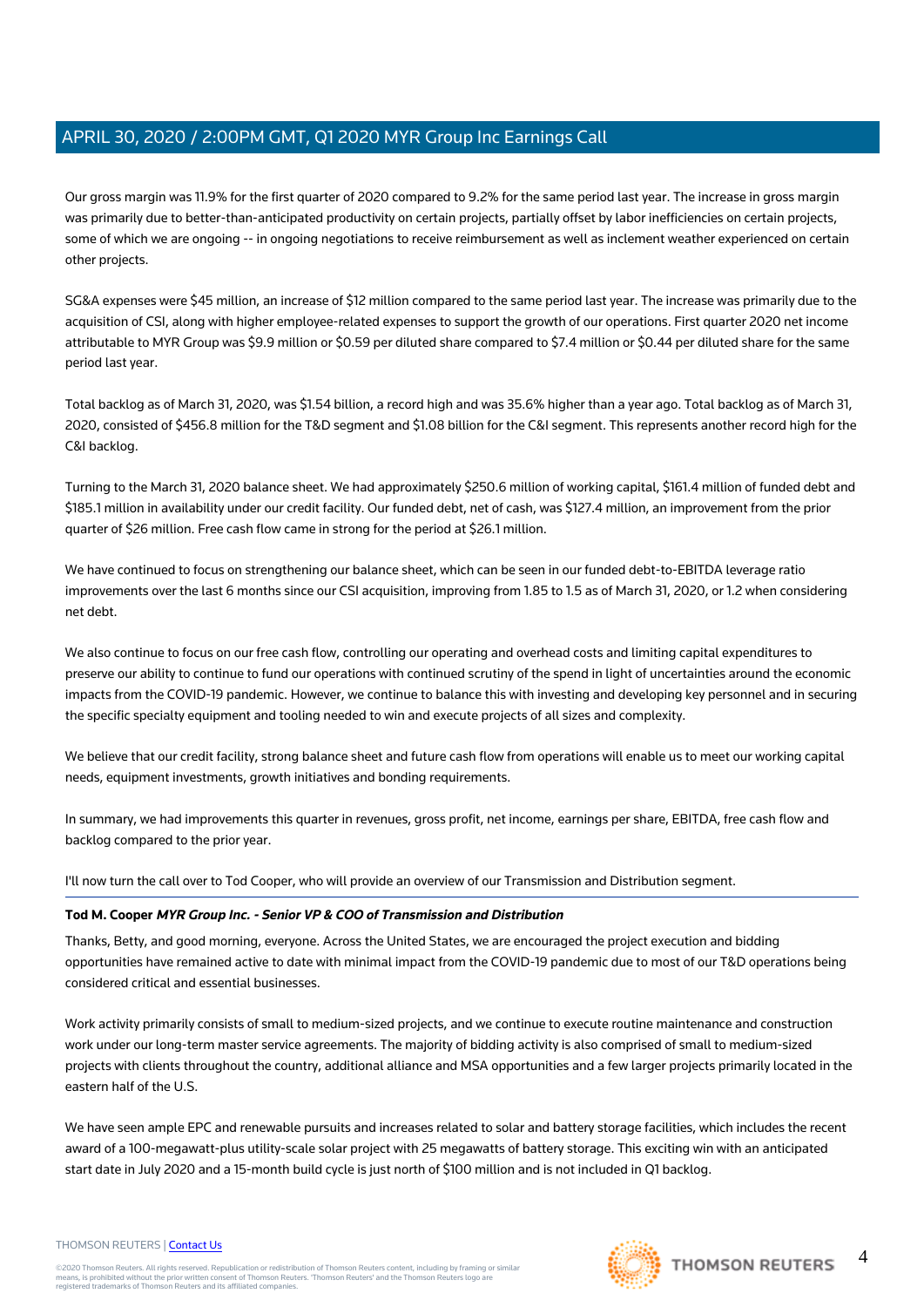Our gross margin was 11.9% for the first quarter of 2020 compared to 9.2% for the same period last year. The increase in gross margin was primarily due to better-than-anticipated productivity on certain projects, partially offset by labor inefficiencies on certain projects, some of which we are ongoing -- in ongoing negotiations to receive reimbursement as well as inclement weather experienced on certain other projects.

SG&A expenses were $45 million, an increase of $12 million compared to the same period last year. The increase was primarily due to the acquisition of CSI, along with higher employee-related expenses to support the growth of our operations. First quarter 2020 net income attributable to MYR Group was $9.9 million or $0.59 per diluted share compared to $7.4 million or $0.44 per diluted share for the same period last year.

Total backlog as of March 31, 2020, was $1.54 billion, a record high and was 35.6% higher than a year ago. Total backlog as of March 31, 2020, consisted of $456.8 million for the T&D segment and $1.08 billion for the C&I segment. This represents another record high for the C&I backlog.

Turning to the March 31, 2020 balance sheet. We had approximately $250.6 million of working capital, $161.4 million of funded debt and $185.1 million in availability under our credit facility. Our funded debt, net of cash, was $127.4 million, an improvement from the prior quarter of $26 million. Free cash flow came in strong for the period at $26.1 million.

We have continued to focus on strengthening our balance sheet, which can be seen in our funded debt-to-EBITDA leverage ratio improvements over the last 6 months since our CSI acquisition, improving from 1.85 to 1.5 as of March 31, 2020, or 1.2 when considering net debt.

We also continue to focus on our free cash flow, controlling our operating and overhead costs and limiting capital expenditures to preserve our ability to continue to fund our operations with continued scrutiny of the spend in light of uncertainties around the economic impacts from the COVID-19 pandemic. However, we continue to balance this with investing and developing key personnel and in securing the specific specialty equipment and tooling needed to win and execute projects of all sizes and complexity.

We believe that our credit facility, strong balance sheet and future cash flow from operations will enable us to meet our working capital needs, equipment investments, growth initiatives and bonding requirements.

In summary, we had improvements this quarter in revenues, gross profit, net income, earnings per share, EBITDA, free cash flow and backlog compared to the prior year.

I'll now turn the call over to Tod Cooper, who will provide an overview of our Transmission and Distribution segment.

---

**Tod M. Cooper** ***MYR Group Inc. - Senior VP & COO of Transmission and Distribution***

Thanks, Betty, and good morning, everyone. Across the United States, we are encouraged the project execution and bidding opportunities have remained active to date with minimal impact from the COVID-19 pandemic due to most of our T&D operations being considered critical and essential businesses.

Work activity primarily consists of small to medium-sized projects, and we continue to execute routine maintenance and construction work under our long-term master service agreements. The majority of bidding activity is also comprised of small to medium-sized projects with clients throughout the country, additional alliance and MSA opportunities and a few larger projects primarily located in the eastern half of the U.S.

We have seen ample EPC and renewable pursuits and increases related to solar and battery storage facilities, which includes the recent award of a 100-megawatt-plus utility-scale solar project with 25 megawatts of battery storage. This exciting win with an anticipated start date in July 2020 and a 15-month build cycle is just north of $100 million and is not included in Q1 backlog.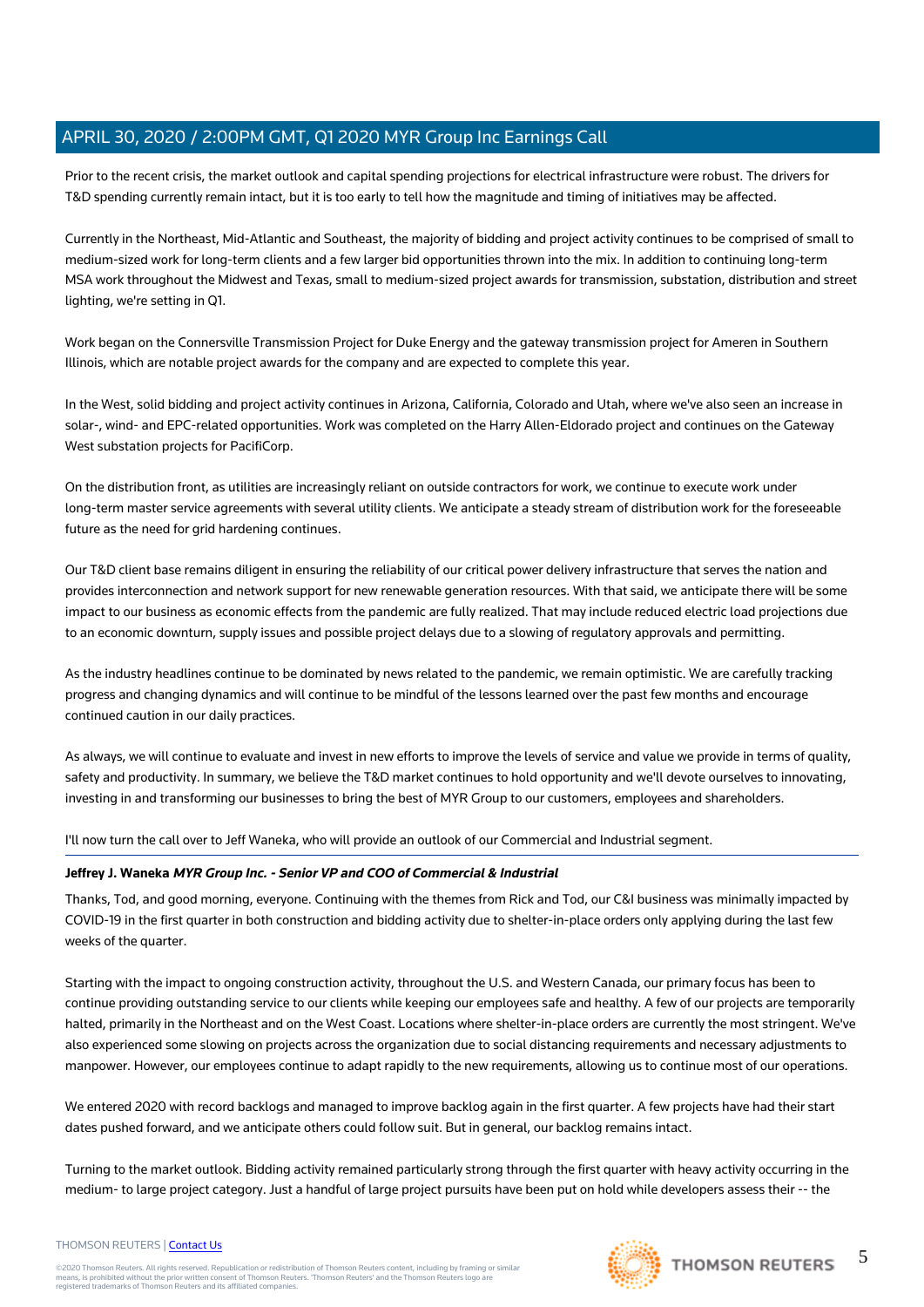Prior to the recent crisis, the market outlook and capital spending projections for electrical infrastructure were robust. The drivers for T&D spending currently remain intact, but it is too early to tell how the magnitude and timing of initiatives may be affected.

Currently in the Northeast, Mid-Atlantic and Southeast, the majority of bidding and project activity continues to be comprised of small to medium-sized work for long-term clients and a few larger bid opportunities thrown into the mix. In addition to continuing long-term MSA work throughout the Midwest and Texas, small to medium-sized project awards for transmission, substation, distribution and street lighting, we're setting in Q1.

Work began on the Connersville Transmission Project for Duke Energy and the gateway transmission project for Ameren in Southern Illinois, which are notable project awards for the company and are expected to complete this year.

In the West, solid bidding and project activity continues in Arizona, California, Colorado and Utah, where we've also seen an increase in solar-, wind- and EPC-related opportunities. Work was completed on the Harry Allen-Eldorado project and continues on the Gateway West substation projects for PacifiCorp.

On the distribution front, as utilities are increasingly reliant on outside contractors for work, we continue to execute work under long-term master service agreements with several utility clients. We anticipate a steady stream of distribution work for the foreseeable future as the need for grid hardening continues.

Our T&D client base remains diligent in ensuring the reliability of our critical power delivery infrastructure that serves the nation and provides interconnection and network support for new renewable generation resources. With that said, we anticipate there will be some impact to our business as economic effects from the pandemic are fully realized. That may include reduced electric load projections due to an economic downturn, supply issues and possible project delays due to a slowing of regulatory approvals and permitting.

As the industry headlines continue to be dominated by news related to the pandemic, we remain optimistic. We are carefully tracking progress and changing dynamics and will continue to be mindful of the lessons learned over the past few months and encourage continued caution in our daily practices.

As always, we will continue to evaluate and invest in new efforts to improve the levels of service and value we provide in terms of quality, safety and productivity. In summary, we believe the T&D market continues to hold opportunity and we'll devote ourselves to innovating, investing in and transforming our businesses to bring the best of MYR Group to our customers, employees and shareholders.

I'll now turn the call over to Jeff Waneka, who will provide an outlook of our Commercial and Industrial segment.

---

**Jeffrey J. Waneka** ***MYR Group Inc. - Senior VP and COO of Commercial & Industrial***

Thanks, Tod, and good morning, everyone. Continuing with the themes from Rick and Tod, our C&I business was minimally impacted by COVID-19 in the first quarter in both construction and bidding activity due to shelter-in-place orders only applying during the last few weeks of the quarter.

Starting with the impact to ongoing construction activity, throughout the U.S. and Western Canada, our primary focus has been to continue providing outstanding service to our clients while keeping our employees safe and healthy. A few of our projects are temporarily halted, primarily in the Northeast and on the West Coast. Locations where shelter-in-place orders are currently the most stringent. We've also experienced some slowing on projects across the organization due to social distancing requirements and necessary adjustments to manpower. However, our employees continue to adapt rapidly to the new requirements, allowing us to continue most of our operations.

We entered 2020 with record backlogs and managed to improve backlog again in the first quarter. A few projects have had their start dates pushed forward, and we anticipate others could follow suit. But in general, our backlog remains intact.

Turning to the market outlook. Bidding activity remained particularly strong through the first quarter with heavy activity occurring in the medium- to large project category. Just a handful of large project pursuits have been put on hold while developers assess their -- the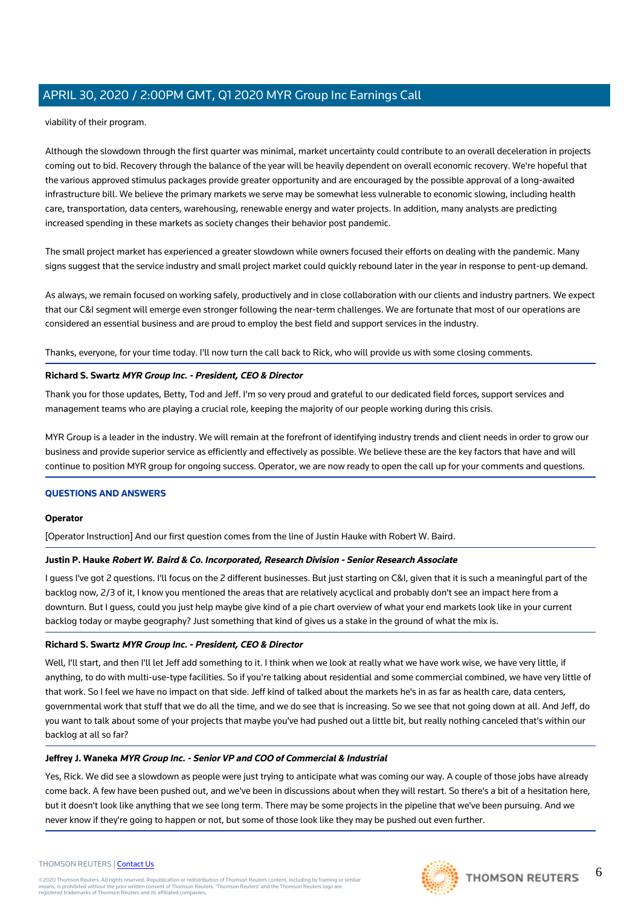viability of their program.

Although the slowdown through the first quarter was minimal, market uncertainty could contribute to an overall deceleration in projects coming out to bid. Recovery through the balance of the year will be heavily dependent on overall economic recovery. We're hopeful that the various approved stimulus packages provide greater opportunity and are encouraged by the possible approval of a long-awaited infrastructure bill. We believe the primary markets we serve may be somewhat less vulnerable to economic slowing, including health care, transportation, data centers, warehousing, renewable energy and water projects. In addition, many analysts are predicting increased spending in these markets as society changes their behavior post pandemic.

The small project market has experienced a greater slowdown while owners focused their efforts on dealing with the pandemic. Many signs suggest that the service industry and small project market could quickly rebound later in the year in response to pent-up demand.

As always, we remain focused on working safely, productively and in close collaboration with our clients and industry partners. We expect that our C&I segment will emerge even stronger following the near-term challenges. We are fortunate that most of our operations are considered an essential business and are proud to employ the best field and support services in the industry.

Thanks, everyone, for your time today. I'll now turn the call back to Rick, who will provide us with some closing comments.

**Richard S. Swartz** ***MYR Group Inc. - President, CEO & Director***

Thank you for those updates, Betty, Tod and Jeff. I'm so very proud and grateful to our dedicated field forces, support services and management teams who are playing a crucial role, keeping the majority of our people working during this crisis.

MYR Group is a leader in the industry. We will remain at the forefront of identifying industry trends and client needs in order to grow our business and provide superior service as efficiently and effectively as possible. We believe these are the key factors that have and will continue to position MYR group for ongoing success. Operator, we are now ready to open the call up for your comments and questions.

## QUESTIONS AND ANSWERS

**Operator**

[Operator Instruction] And our first question comes from the line of Justin Hauke with Robert W. Baird.

**Justin P. Hauke** ***Robert W. Baird & Co. Incorporated, Research Division - Senior Research Associate***

I guess I've got 2 questions. I'll focus on the 2 different businesses. But just starting on C&I, given that it is such a meaningful part of the backlog now, 2/3 of it, I know you mentioned the areas that are relatively acyclical and probably don't see an impact here from a downturn. But I guess, could you just help maybe give kind of a pie chart overview of what your end markets look like in your current backlog today or maybe geography? Just something that kind of gives us a stake in the ground of what the mix is.

**Richard S. Swartz** ***MYR Group Inc. - President, CEO & Director***

Well, I'll start, and then I'll let Jeff add something to it. I think when we look at really what we have work wise, we have very little, if anything, to do with multi-use-type facilities. So if you're talking about residential and some commercial combined, we have very little of that work. So I feel we have no impact on that side. Jeff kind of talked about the markets he's in as far as health care, data centers, governmental work that stuff that we do all the time, and we do see that is increasing. So we see that not going down at all. And Jeff, do you want to talk about some of your projects that maybe you've had pushed out a little bit, but really nothing canceled that's within our backlog at all so far?

**Jeffrey J. Waneka** ***MYR Group Inc. - Senior VP and COO of Commercial & Industrial***

Yes, Rick. We did see a slowdown as people were just trying to anticipate what was coming our way. A couple of those jobs have already come back. A few have been pushed out, and we've been in discussions about when they will restart. So there's a bit of a hesitation here, but it doesn't look like anything that we see long term. There may be some projects in the pipeline that we've been pursuing. And we never know if they're going to happen or not, but some of those look like they may be pushed out even further.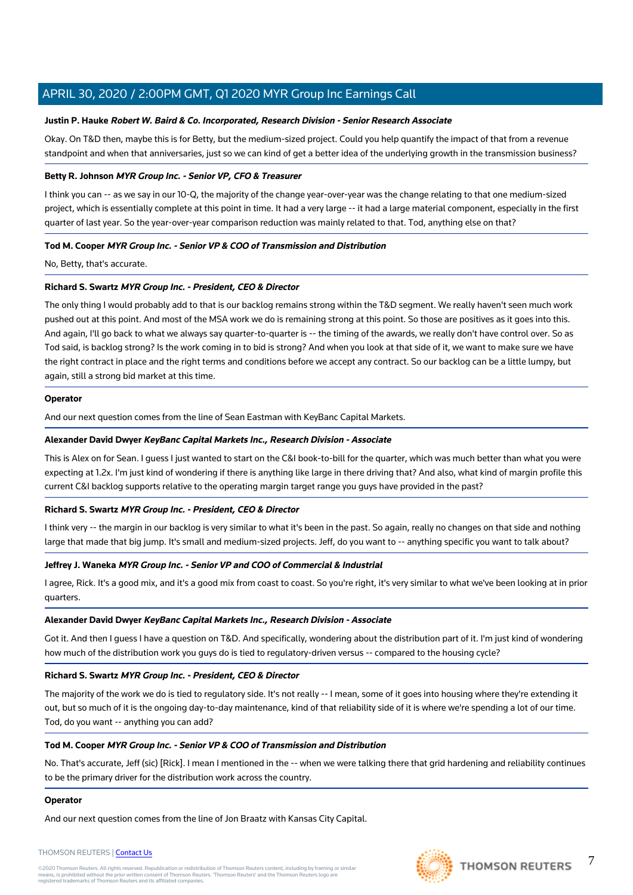**Justin P. Hauke** ***Robert W. Baird & Co. Incorporated, Research Division - Senior Research Associate***

Okay. On T&D then, maybe this is for Betty, but the medium-sized project. Could you help quantify the impact of that from a revenue standpoint and when that anniversaries, just so we can kind of get a better idea of the underlying growth in the transmission business?

**Betty R. Johnson** ***MYR Group Inc. - Senior VP, CFO & Treasurer***

I think you can -- as we say in our 10-Q, the majority of the change year-over-year was the change relating to that one medium-sized project, which is essentially complete at this point in time. It had a very large -- it had a large material component, especially in the first quarter of last year. So the year-over-year comparison reduction was mainly related to that. Tod, anything else on that?

**Tod M. Cooper** ***MYR Group Inc. - Senior VP & COO of Transmission and Distribution***

No, Betty, that's accurate.

**Richard S. Swartz** ***MYR Group Inc. - President, CEO & Director***

The only thing I would probably add to that is our backlog remains strong within the T&D segment. We really haven't seen much work pushed out at this point. And most of the MSA work we do is remaining strong at this point. So those are positives as it goes into this. And again, I'll go back to what we always say quarter-to-quarter is -- the timing of the awards, we really don't have control over. So as Tod said, is backlog strong? Is the work coming in to bid is strong? And when you look at that side of it, we want to make sure we have the right contract in place and the right terms and conditions before we accept any contract. So our backlog can be a little lumpy, but again, still a strong bid market at this time.

**Operator**

And our next question comes from the line of Sean Eastman with KeyBanc Capital Markets.

**Alexander David Dwyer** ***KeyBanc Capital Markets Inc., Research Division - Associate***

This is Alex on for Sean. I guess I just wanted to start on the C&I book-to-bill for the quarter, which was much better than what you were expecting at 1.2x. I'm just kind of wondering if there is anything like large in there driving that? And also, what kind of margin profile this current C&I backlog supports relative to the operating margin target range you guys have provided in the past?

**Richard S. Swartz** ***MYR Group Inc. - President, CEO & Director***

I think very -- the margin in our backlog is very similar to what it's been in the past. So again, really no changes on that side and nothing large that made that big jump. It's small and medium-sized projects. Jeff, do you want to -- anything specific you want to talk about?

**Jeffrey J. Waneka** ***MYR Group Inc. - Senior VP and COO of Commercial & Industrial***

I agree, Rick. It's a good mix, and it's a good mix from coast to coast. So you're right, it's very similar to what we've been looking at in prior quarters.

**Alexander David Dwyer** ***KeyBanc Capital Markets Inc., Research Division - Associate***

Got it. And then I guess I have a question on T&D. And specifically, wondering about the distribution part of it. I'm just kind of wondering how much of the distribution work you guys do is tied to regulatory-driven versus -- compared to the housing cycle?

**Richard S. Swartz** ***MYR Group Inc. - President, CEO & Director***

The majority of the work we do is tied to regulatory side. It's not really -- I mean, some of it goes into housing where they're extending it out, but so much of it is the ongoing day-to-day maintenance, kind of that reliability side of it is where we're spending a lot of our time. Tod, do you want -- anything you can add?

**Tod M. Cooper** ***MYR Group Inc. - Senior VP & COO of Transmission and Distribution***

No. That's accurate, Jeff (sic) [Rick]. I mean I mentioned in the -- when we were talking there that grid hardening and reliability continues to be the primary driver for the distribution work across the country.

**Operator**

And our next question comes from the line of Jon Braatz with Kansas City Capital.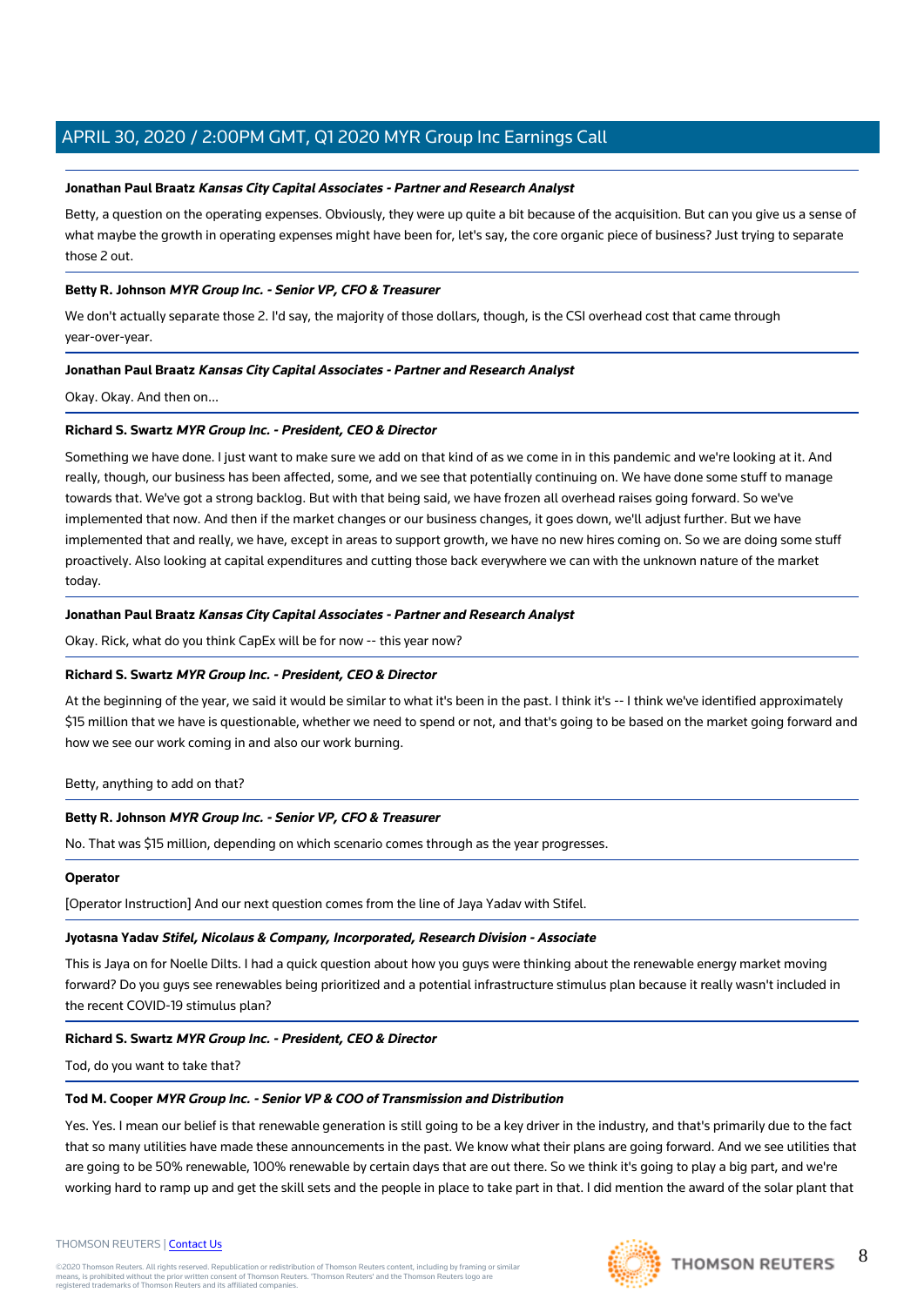**Jonathan Paul Braatz** ***Kansas City Capital Associates - Partner and Research Analyst***

Betty, a question on the operating expenses. Obviously, they were up quite a bit because of the acquisition. But can you give us a sense of what maybe the growth in operating expenses might have been for, let's say, the core organic piece of business? Just trying to separate those 2 out.

**Betty R. Johnson** ***MYR Group Inc. - Senior VP, CFO & Treasurer***

We don't actually separate those 2. I'd say, the majority of those dollars, though, is the CSI overhead cost that came through year-over-year.

**Jonathan Paul Braatz** ***Kansas City Capital Associates - Partner and Research Analyst***

Okay. Okay. And then on...

**Richard S. Swartz** ***MYR Group Inc. - President, CEO & Director***

Something we have done. I just want to make sure we add on that kind of as we come in in this pandemic and we're looking at it. And really, though, our business has been affected, some, and we see that potentially continuing on. We have done some stuff to manage towards that. We've got a strong backlog. But with that being said, we have frozen all overhead raises going forward. So we've implemented that now. And then if the market changes or our business changes, it goes down, we'll adjust further. But we have implemented that and really, we have, except in areas to support growth, we have no new hires coming on. So we are doing some stuff proactively. Also looking at capital expenditures and cutting those back everywhere we can with the unknown nature of the market today.

**Jonathan Paul Braatz** ***Kansas City Capital Associates - Partner and Research Analyst***

Okay. Rick, what do you think CapEx will be for now -- this year now?

**Richard S. Swartz** ***MYR Group Inc. - President, CEO & Director***

At the beginning of the year, we said it would be similar to what it's been in the past. I think it's -- I think we've identified approximately $15 million that we have is questionable, whether we need to spend or not, and that's going to be based on the market going forward and how we see our work coming in and also our work burning.

Betty, anything to add on that?

**Betty R. Johnson** ***MYR Group Inc. - Senior VP, CFO & Treasurer***

No. That was $15 million, depending on which scenario comes through as the year progresses.

**Operator**

[Operator Instruction] And our next question comes from the line of Jaya Yadav with Stifel.

**Jyotasna Yadav** ***Stifel, Nicolaus & Company, Incorporated, Research Division - Associate***

This is Jaya on for Noelle Dilts. I had a quick question about how you guys were thinking about the renewable energy market moving forward? Do you guys see renewables being prioritized and a potential infrastructure stimulus plan because it really wasn't included in the recent COVID-19 stimulus plan?

**Richard S. Swartz** ***MYR Group Inc. - President, CEO & Director***

Tod, do you want to take that?

**Tod M. Cooper** ***MYR Group Inc. - Senior VP & COO of Transmission and Distribution***

Yes. Yes. I mean our belief is that renewable generation is still going to be a key driver in the industry, and that's primarily due to the fact that so many utilities have made these announcements in the past. We know what their plans are going forward. And we see utilities that are going to be 50% renewable, 100% renewable by certain days that are out there. So we think it's going to play a big part, and we're working hard to ramp up and get the skill sets and the people in place to take part in that. I did mention the award of the solar plant that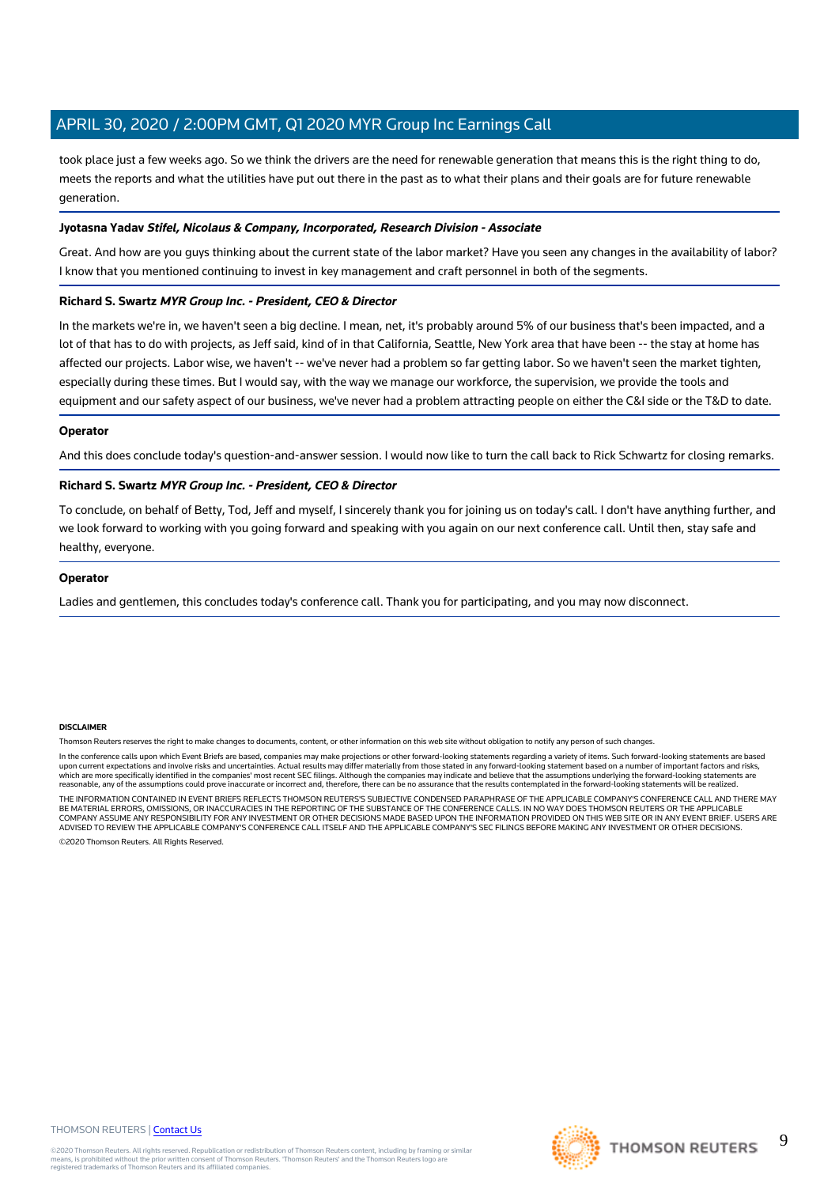took place just a few weeks ago. So we think the drivers are the need for renewable generation that means this is the right thing to do, meets the reports and what the utilities have put out there in the past as to what their plans and their goals are for future renewable generation.

**Jyotasna Yadav** ***Stifel, Nicolaus & Company, Incorporated, Research Division - Associate***

Great. And how are you guys thinking about the current state of the labor market? Have you seen any changes in the availability of labor? I know that you mentioned continuing to invest in key management and craft personnel in both of the segments.

**Richard S. Swartz** ***MYR Group Inc. - President, CEO & Director***

In the markets we're in, we haven't seen a big decline. I mean, net, it's probably around 5% of our business that's been impacted, and a lot of that has to do with projects, as Jeff said, kind of in that California, Seattle, New York area that have been -- the stay at home has affected our projects. Labor wise, we haven't -- we've never had a problem so far getting labor. So we haven't seen the market tighten, especially during these times. But I would say, with the way we manage our workforce, the supervision, we provide the tools and equipment and our safety aspect of our business, we've never had a problem attracting people on either the C&I side or the T&D to date.

**Operator**

And this does conclude today's question-and-answer session. I would now like to turn the call back to Rick Schwartz for closing remarks.

**Richard S. Swartz** ***MYR Group Inc. - President, CEO & Director***

To conclude, on behalf of Betty, Tod, Jeff and myself, I sincerely thank you for joining us on today's call. I don't have anything further, and we look forward to working with you going forward and speaking with you again on our next conference call. Until then, stay safe and healthy, everyone.

**Operator**

Ladies and gentlemen, this concludes today's conference call. Thank you for participating, and you may now disconnect.

**DISCLAIMER**

Thomson Reuters reserves the right to make changes to documents, content, or other information on this web site without obligation to notify any person of such changes.

In the conference calls upon which Event Briefs are based, companies may make projections or other forward-looking statements regarding a variety of items. Such forward-looking statements are based upon current expectations and involve risks and uncertainties. Actual results may differ materially from those stated in any forward-looking statement based on a number of important factors and risks, which are more specifically identified in the companies' most recent SEC filings. Although the companies may indicate and believe that the assumptions underlying the forward-looking statements are reasonable, any of the assumptions could prove inaccurate or incorrect and, therefore, there can be no assurance that the results contemplated in the forward-looking statements will be realized.

THE INFORMATION CONTAINED IN EVENT BRIEFS REFLECTS THOMSON REUTERS'S SUBJECTIVE CONDENSED PARAPHRASE OF THE APPLICABLE COMPANY'S CONFERENCE CALL AND THERE MAY BE MATERIAL ERRORS, OMISSIONS, OR INACCURACIES IN THE REPORTING OF THE SUBSTANCE OF THE CONFERENCE CALLS. IN NO WAY DOES THOMSON REUTERS OR THE APPLICABLE COMPANY ASSUME ANY RESPONSIBILITY FOR ANY INVESTMENT OR OTHER DECISIONS MADE BASED UPON THE INFORMATION PROVIDED ON THIS WEB SITE OR IN ANY EVENT BRIEF. USERS ARE ADVISED TO REVIEW THE APPLICABLE COMPANY'S CONFERENCE CALL ITSELF AND THE APPLICABLE COMPANY'S SEC FILINGS BEFORE MAKING ANY INVESTMENT OR OTHER DECISIONS.

©2020 Thomson Reuters. All Rights Reserved.